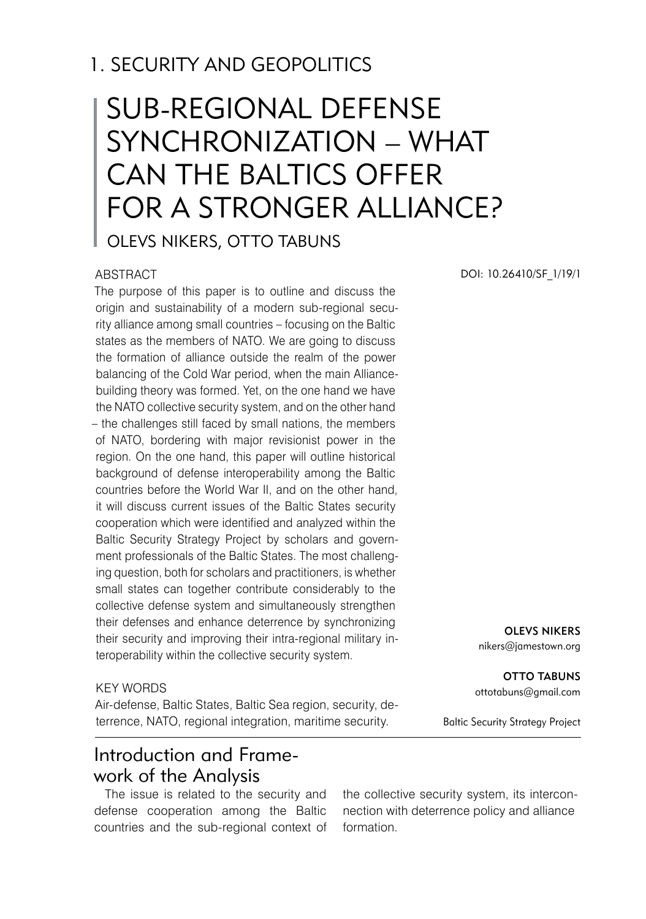# 1. SECURITY AND GEOPOLITICS

# SUB-REGIONAL DEFENSE SYNCHRONIZATION – WHAT CAN THE BALTICS OFFER FOR A STRONGER ALLIANCE?

OLEVS NIKERS, OTTO TABUNS

DOI: 10.26410/SF_1/19/1

**OLEVS NIKERS**
nikers@jamestown.org

**OTTO TABUNS**
ottotabuns@gmail.com

Baltic Security Strategy Project

## ABSTRACT

The purpose of this paper is to outline and discuss the origin and sustainability of a modern sub-regional security alliance among small countries – focusing on the Baltic states as the members of NATO. We are going to discuss the formation of alliance outside the realm of the power balancing of the Cold War period, when the main Alliance-building theory was formed. Yet, on the one hand we have the NATO collective security system, and on the other hand – the challenges still faced by small nations, the members of NATO, bordering with major revisionist power in the region. On the one hand, this paper will outline historical background of defense interoperability among the Baltic countries before the World War II, and on the other hand, it will discuss current issues of the Baltic States security cooperation which were identified and analyzed within the Baltic Security Strategy Project by scholars and government professionals of the Baltic States. The most challenging question, both for scholars and practitioners, is whether small states can together contribute considerably to the collective defense system and simultaneously strengthen their defenses and enhance deterrence by synchronizing their security and improving their intra-regional military interoperability within the collective security system.

## KEY WORDS

Air-defense, Baltic States, Baltic Sea region, security, deterrence, NATO, regional integration, maritime security.

## Introduction and Framework of the Analysis

The issue is related to the security and defense cooperation among the Baltic countries and the sub-regional context of the collective security system, its interconnection with deterrence policy and alliance formation.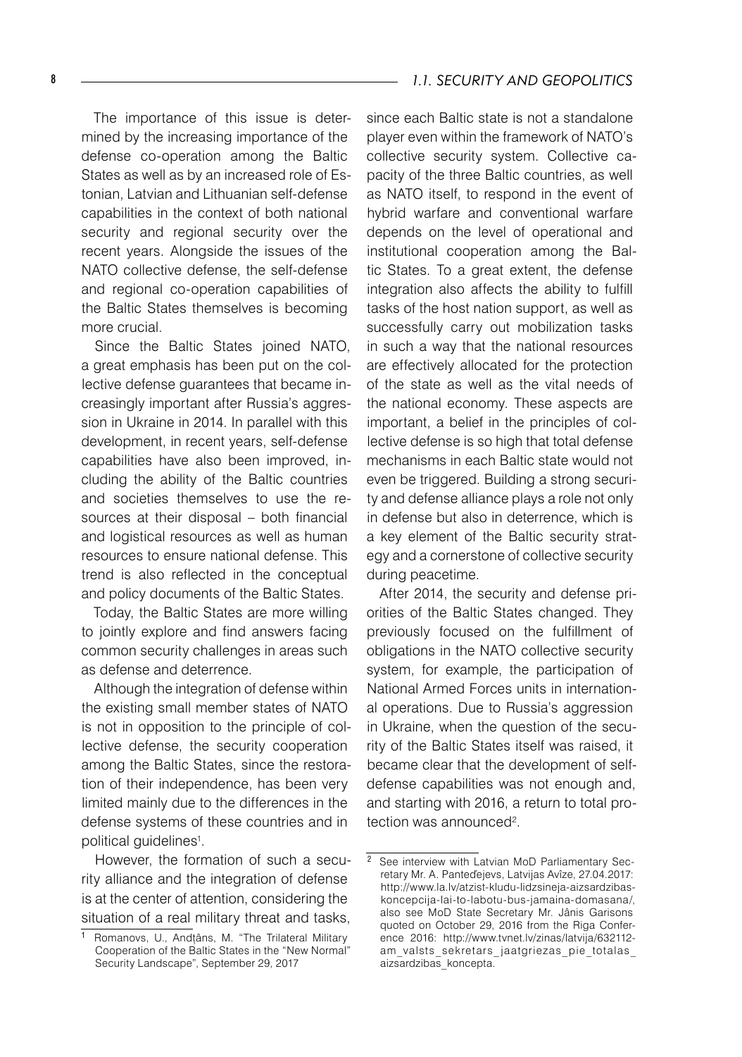The importance of this issue is determined by the increasing importance of the defense co-operation among the Baltic States as well as by an increased role of Estonian, Latvian and Lithuanian self-defense capabilities in the context of both national security and regional security over the recent years. Alongside the issues of the NATO collective defense, the self-defense and regional co-operation capabilities of the Baltic States themselves is becoming more crucial.

Since the Baltic States joined NATO, a great emphasis has been put on the collective defense guarantees that became increasingly important after Russia's aggression in Ukraine in 2014. In parallel with this development, in recent years, self-defense capabilities have also been improved, including the ability of the Baltic countries and societies themselves to use the resources at their disposal – both financial and logistical resources as well as human resources to ensure national defense. This trend is also reflected in the conceptual and policy documents of the Baltic States.

Today, the Baltic States are more willing to jointly explore and find answers facing common security challenges in areas such as defense and deterrence.

Although the integration of defense within the existing small member states of NATO is not in opposition to the principle of collective defense, the security cooperation among the Baltic States, since the restoration of their independence, has been very limited mainly due to the differences in the defense systems of these countries and in political guidelines[1].

However, the formation of such a security alliance and the integration of defense is at the center of attention, considering the situation of a real military threat and tasks, since each Baltic state is not a standalone player even within the framework of NATO's collective security system. Collective capacity of the three Baltic countries, as well as NATO itself, to respond in the event of hybrid warfare and conventional warfare depends on the level of operational and institutional cooperation among the Baltic States. To a great extent, the defense integration also affects the ability to fulfill tasks of the host nation support, as well as successfully carry out mobilization tasks in such a way that the national resources are effectively allocated for the protection of the state as well as the vital needs of the national economy. These aspects are important, a belief in the principles of collective defense is so high that total defense mechanisms in each Baltic state would not even be triggered. Building a strong security and defense alliance plays a role not only in defense but also in deterrence, which is a key element of the Baltic security strategy and a cornerstone of collective security during peacetime.

After 2014, the security and defense priorities of the Baltic States changed. They previously focused on the fulfillment of obligations in the NATO collective security system, for example, the participation of National Armed Forces units in international operations. Due to Russia's aggression in Ukraine, when the question of the security of the Baltic States itself was raised, it became clear that the development of self-defense capabilities was not enough and, and starting with 2016, a return to total protection was announced[2].

[1] Romanovs, U., Andžāns, M. "The Trilateral Military Cooperation of the Baltic States in the "New Normal" Security Landscape", September 29, 2017

[2] See interview with Latvian MoD Parliamentary Secretary Mr. A. Panteļejevs, Latvijas Avīze, 27.04.2017: http://www.la.lv/atzist-kludu-lidzsineja-aizsardzibas-koncepcija-lai-to-labotu-bus-jamaina-domasana/, also see MoD State Secretary Mr. Jānis Garisons quoted on October 29, 2016 from the Riga Conference 2016: http://www.tvnet.lv/zinas/latvija/632112-am_valsts_sekretars_jaatgriezas_pie_totalas_aizsardzibas_koncepta.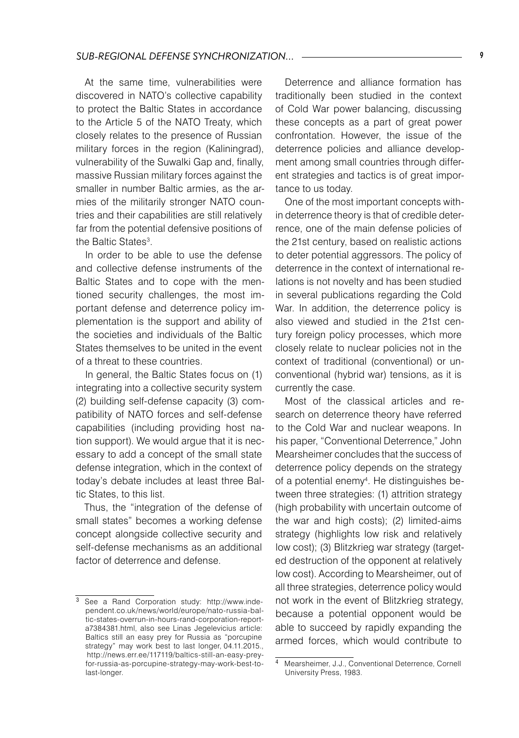At the same time, vulnerabilities were discovered in NATO's collective capability to protect the Baltic States in accordance to the Article 5 of the NATO Treaty, which closely relates to the presence of Russian military forces in the region (Kaliningrad), vulnerability of the Suwalki Gap and, finally, massive Russian military forces against the smaller in number Baltic armies, as the armies of the militarily stronger NATO countries and their capabilities are still relatively far from the potential defensive positions of the Baltic States[3].

In order to be able to use the defense and collective defense instruments of the Baltic States and to cope with the mentioned security challenges, the most important defense and deterrence policy implementation is the support and ability of the societies and individuals of the Baltic States themselves to be united in the event of a threat to these countries.

In general, the Baltic States focus on (1) integrating into a collective security system (2) building self-defense capacity (3) compatibility of NATO forces and self-defense capabilities (including providing host nation support). We would argue that it is necessary to add a concept of the small state defense integration, which in the context of today's debate includes at least three Baltic States, to this list.

Thus, the "integration of the defense of small states" becomes a working defense concept alongside collective security and self-defense mechanisms as an additional factor of deterrence and defense.

Deterrence and alliance formation has traditionally been studied in the context of Cold War power balancing, discussing these concepts as a part of great power confrontation. However, the issue of the deterrence policies and alliance development among small countries through different strategies and tactics is of great importance to us today.

One of the most important concepts within deterrence theory is that of credible deterrence, one of the main defense policies of the 21st century, based on realistic actions to deter potential aggressors. The policy of deterrence in the context of international relations is not novelty and has been studied in several publications regarding the Cold War. In addition, the deterrence policy is also viewed and studied in the 21st century foreign policy processes, which more closely relate to nuclear policies not in the context of traditional (conventional) or unconventional (hybrid war) tensions, as it is currently the case.

Most of the classical articles and research on deterrence theory have referred to the Cold War and nuclear weapons. In his paper, "Conventional Deterrence," John Mearsheimer concludes that the success of deterrence policy depends on the strategy of a potential enemy[4]. He distinguishes between three strategies: (1) attrition strategy (high probability with uncertain outcome of the war and high costs); (2) limited-aims strategy (highlights low risk and relatively low cost); (3) Blitzkrieg war strategy (targeted destruction of the opponent at relatively low cost). According to Mearsheimer, out of all three strategies, deterrence policy would not work in the event of Blitzkrieg strategy, because a potential opponent would be able to succeed by rapidly expanding the armed forces, which would contribute to

---

[3] See a Rand Corporation study: http://www.independent.co.uk/news/world/europe/nato-russia-baltic-states-overrun-in-hours-rand-corporation-report-a7384381.html, also see Linas Jegelevicius article: Baltics still an easy prey for Russia as "porcupine strategy" may work best to last longer, 04.11.2015., http://news.err.ee/117119/baltics-still-an-easy-prey-for-russia-as-porcupine-strategy-may-work-best-to-last-longer.

[4] Mearsheimer, J.J., Conventional Deterrence, Cornell University Press, 1983.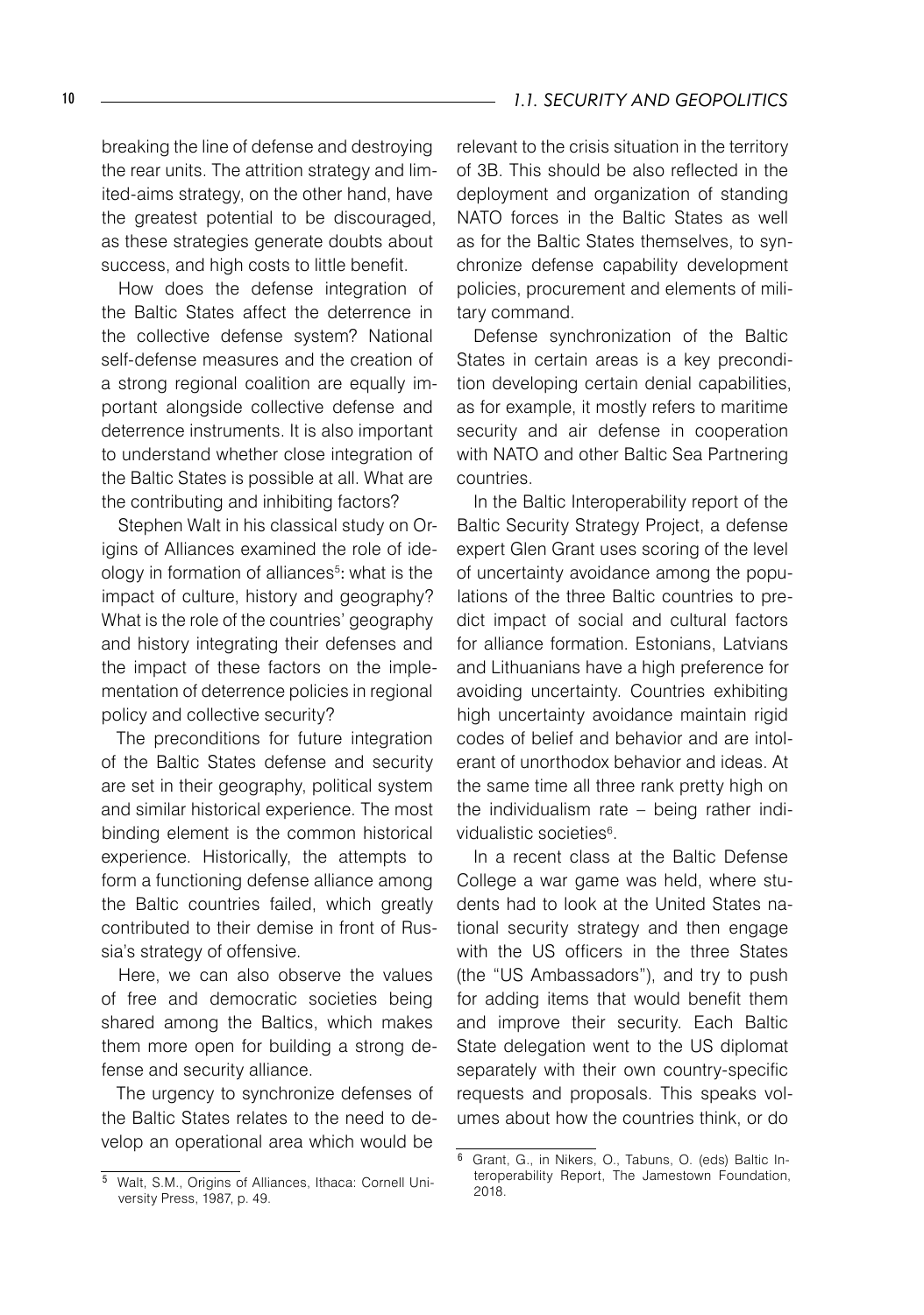breaking the line of defense and destroying the rear units. The attrition strategy and limited-aims strategy, on the other hand, have the greatest potential to be discouraged, as these strategies generate doubts about success, and high costs to little benefit.

How does the defense integration of the Baltic States affect the deterrence in the collective defense system? National self-defense measures and the creation of a strong regional coalition are equally important alongside collective defense and deterrence instruments. It is also important to understand whether close integration of the Baltic States is possible at all. What are the contributing and inhibiting factors?

Stephen Walt in his classical study on Origins of Alliances examined the role of ideology in formation of alliances[5]: what is the impact of culture, history and geography? What is the role of the countries' geography and history integrating their defenses and the impact of these factors on the implementation of deterrence policies in regional policy and collective security?

The preconditions for future integration of the Baltic States defense and security are set in their geography, political system and similar historical experience. The most binding element is the common historical experience. Historically, the attempts to form a functioning defense alliance among the Baltic countries failed, which greatly contributed to their demise in front of Russia's strategy of offensive.

Here, we can also observe the values of free and democratic societies being shared among the Baltics, which makes them more open for building a strong defense and security alliance.

The urgency to synchronize defenses of the Baltic States relates to the need to develop an operational area which would be relevant to the crisis situation in the territory of 3B. This should be also reflected in the deployment and organization of standing NATO forces in the Baltic States as well as for the Baltic States themselves, to synchronize defense capability development policies, procurement and elements of military command.

Defense synchronization of the Baltic States in certain areas is a key precondition developing certain denial capabilities, as for example, it mostly refers to maritime security and air defense in cooperation with NATO and other Baltic Sea Partnering countries.

In the Baltic Interoperability report of the Baltic Security Strategy Project, a defense expert Glen Grant uses scoring of the level of uncertainty avoidance among the populations of the three Baltic countries to predict impact of social and cultural factors for alliance formation. Estonians, Latvians and Lithuanians have a high preference for avoiding uncertainty. Countries exhibiting high uncertainty avoidance maintain rigid codes of belief and behavior and are intolerant of unorthodox behavior and ideas. At the same time all three rank pretty high on the individualism rate – being rather individualistic societies[6].

In a recent class at the Baltic Defense College a war game was held, where students had to look at the United States national security strategy and then engage with the US officers in the three States (the "US Ambassadors"), and try to push for adding items that would benefit them and improve their security. Each Baltic State delegation went to the US diplomat separately with their own country-specific requests and proposals. This speaks volumes about how the countries think, or do

---

[5] Walt, S.M., Origins of Alliances, Ithaca: Cornell University Press, 1987, p. 49.

[6] Grant, G., in Nikers, O., Tabuns, O. (eds) Baltic Interoperability Report, The Jamestown Foundation, 2018.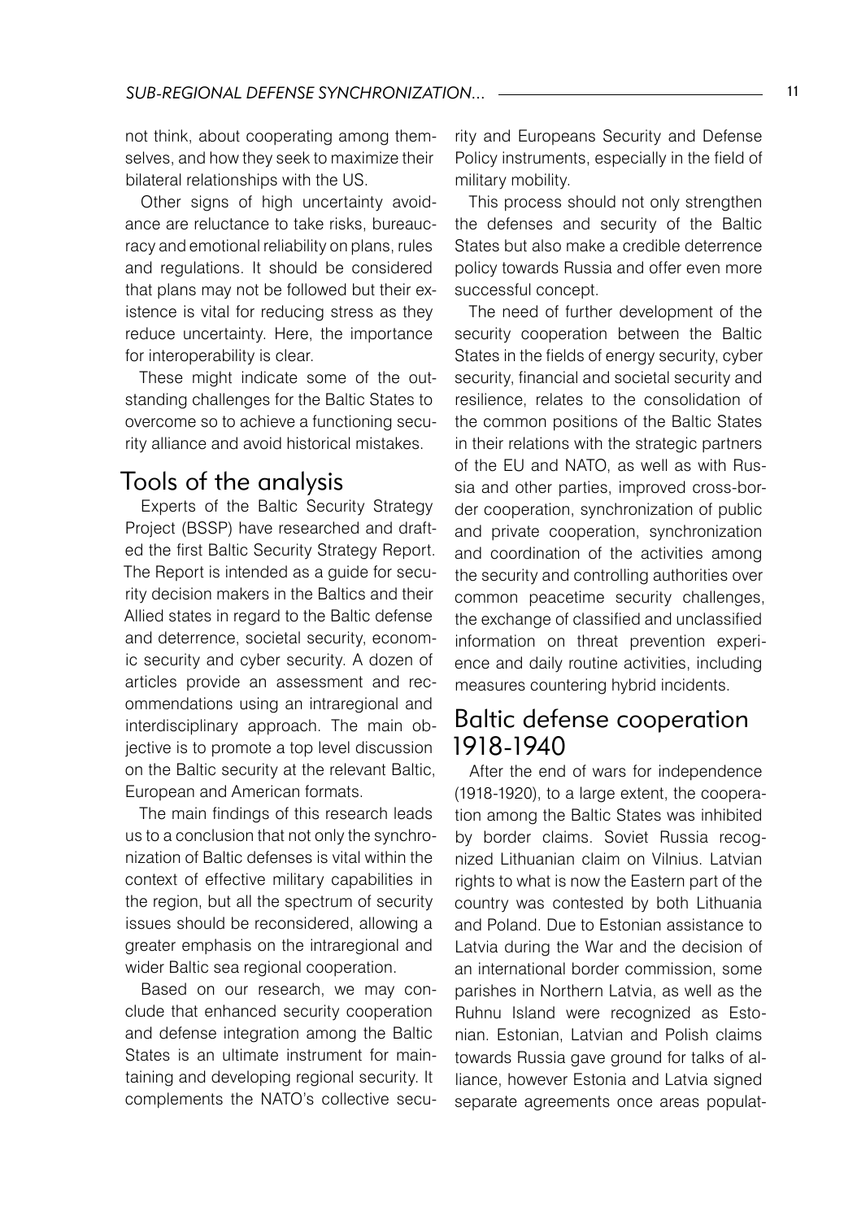not think, about cooperating among themselves, and how they seek to maximize their bilateral relationships with the US.

Other signs of high uncertainty avoidance are reluctance to take risks, bureaucracy and emotional reliability on plans, rules and regulations. It should be considered that plans may not be followed but their existence is vital for reducing stress as they reduce uncertainty. Here, the importance for interoperability is clear.

These might indicate some of the outstanding challenges for the Baltic States to overcome so to achieve a functioning security alliance and avoid historical mistakes.

## Tools of the analysis

Experts of the Baltic Security Strategy Project (BSSP) have researched and drafted the first Baltic Security Strategy Report. The Report is intended as a guide for security decision makers in the Baltics and their Allied states in regard to the Baltic defense and deterrence, societal security, economic security and cyber security. A dozen of articles provide an assessment and recommendations using an intraregional and interdisciplinary approach. The main objective is to promote a top level discussion on the Baltic security at the relevant Baltic, European and American formats.

The main findings of this research leads us to a conclusion that not only the synchronization of Baltic defenses is vital within the context of effective military capabilities in the region, but all the spectrum of security issues should be reconsidered, allowing a greater emphasis on the intraregional and wider Baltic sea regional cooperation.

Based on our research, we may conclude that enhanced security cooperation and defense integration among the Baltic States is an ultimate instrument for maintaining and developing regional security. It complements the NATO's collective security and Europeans Security and Defense Policy instruments, especially in the field of military mobility.

This process should not only strengthen the defenses and security of the Baltic States but also make a credible deterrence policy towards Russia and offer even more successful concept.

The need of further development of the security cooperation between the Baltic States in the fields of energy security, cyber security, financial and societal security and resilience, relates to the consolidation of the common positions of the Baltic States in their relations with the strategic partners of the EU and NATO, as well as with Russia and other parties, improved cross-border cooperation, synchronization of public and private cooperation, synchronization and coordination of the activities among the security and controlling authorities over common peacetime security challenges, the exchange of classified and unclassified information on threat prevention experience and daily routine activities, including measures countering hybrid incidents.

## Baltic defense cooperation 1918-1940

After the end of wars for independence (1918-1920), to a large extent, the cooperation among the Baltic States was inhibited by border claims. Soviet Russia recognized Lithuanian claim on Vilnius. Latvian rights to what is now the Eastern part of the country was contested by both Lithuania and Poland. Due to Estonian assistance to Latvia during the War and the decision of an international border commission, some parishes in Northern Latvia, as well as the Ruhnu Island were recognized as Estonian. Estonian, Latvian and Polish claims towards Russia gave ground for talks of alliance, however Estonia and Latvia signed separate agreements once areas populat-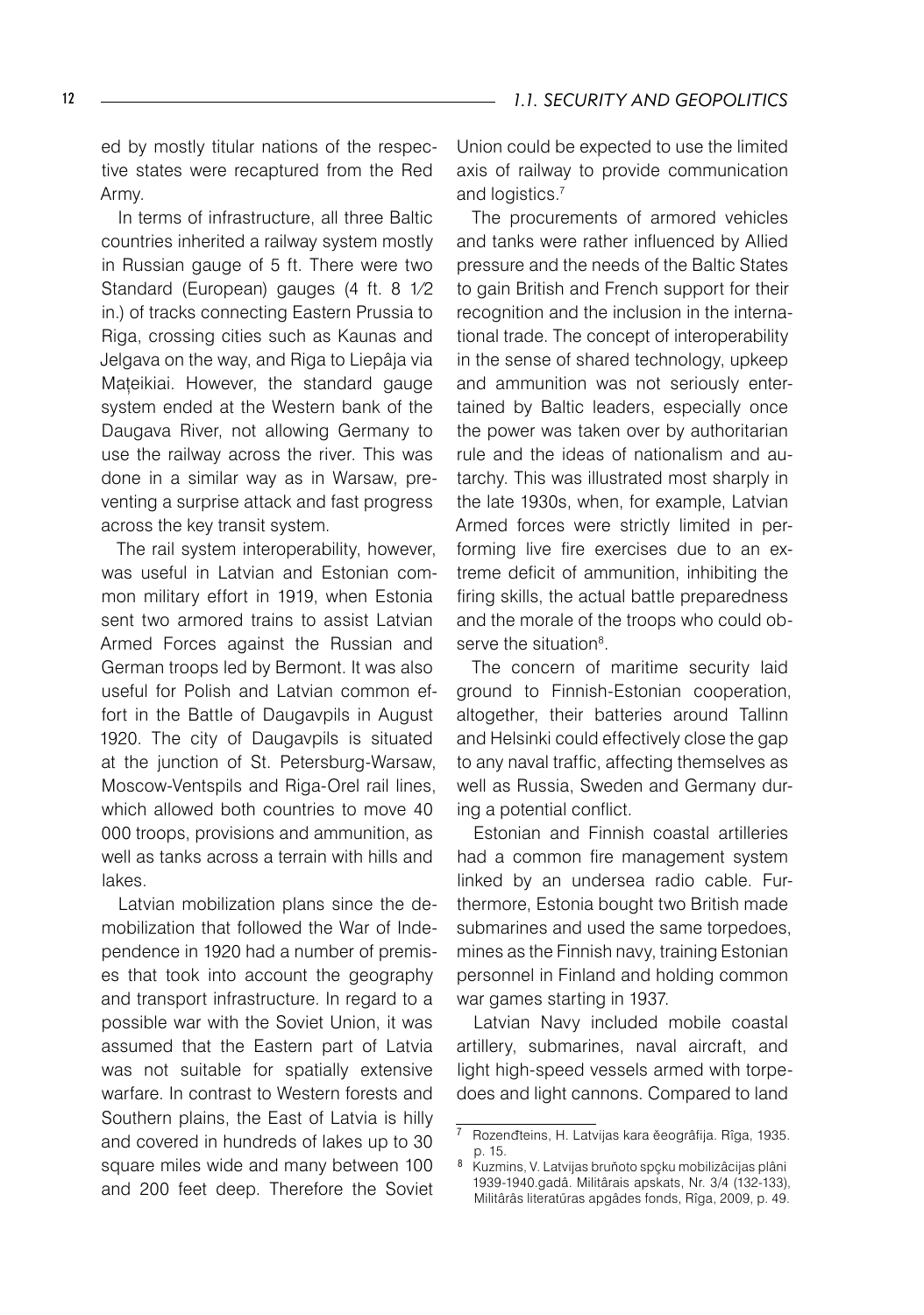ed by mostly titular nations of the respective states were recaptured from the Red Army.

In terms of infrastructure, all three Baltic countries inherited a railway system mostly in Russian gauge of 5 ft. There were two Standard (European) gauges (4 ft. 8 1⁄2 in.) of tracks connecting Eastern Prussia to Riga, crossing cities such as Kaunas and Jelgava on the way, and Riga to Liepâja via Maţeikiai. However, the standard gauge system ended at the Western bank of the Daugava River, not allowing Germany to use the railway across the river. This was done in a similar way as in Warsaw, preventing a surprise attack and fast progress across the key transit system.

The rail system interoperability, however, was useful in Latvian and Estonian common military effort in 1919, when Estonia sent two armored trains to assist Latvian Armed Forces against the Russian and German troops led by Bermont. It was also useful for Polish and Latvian common effort in the Battle of Daugavpils in August 1920. The city of Daugavpils is situated at the junction of St. Petersburg-Warsaw, Moscow-Ventspils and Riga-Orel rail lines, which allowed both countries to move 40 000 troops, provisions and ammunition, as well as tanks across a terrain with hills and lakes.

Latvian mobilization plans since the demobilization that followed the War of Independence in 1920 had a number of premises that took into account the geography and transport infrastructure. In regard to a possible war with the Soviet Union, it was assumed that the Eastern part of Latvia was not suitable for spatially extensive warfare. In contrast to Western forests and Southern plains, the East of Latvia is hilly and covered in hundreds of lakes up to 30 square miles wide and many between 100 and 200 feet deep. Therefore the Soviet Union could be expected to use the limited axis of railway to provide communication and logistics.[7]

The procurements of armored vehicles and tanks were rather influenced by Allied pressure and the needs of the Baltic States to gain British and French support for their recognition and the inclusion in the international trade. The concept of interoperability in the sense of shared technology, upkeep and ammunition was not seriously entertained by Baltic leaders, especially once the power was taken over by authoritarian rule and the ideas of nationalism and autarchy. This was illustrated most sharply in the late 1930s, when, for example, Latvian Armed forces were strictly limited in performing live fire exercises due to an extreme deficit of ammunition, inhibiting the firing skills, the actual battle preparedness and the morale of the troops who could observe the situation[8].

The concern of maritime security laid ground to Finnish-Estonian cooperation, altogether, their batteries around Tallinn and Helsinki could effectively close the gap to any naval traffic, affecting themselves as well as Russia, Sweden and Germany during a potential conflict.

Estonian and Finnish coastal artilleries had a common fire management system linked by an undersea radio cable. Furthermore, Estonia bought two British made submarines and used the same torpedoes, mines as the Finnish navy, training Estonian personnel in Finland and holding common war games starting in 1937.

Latvian Navy included mobile coastal artillery, submarines, naval aircraft, and light high-speed vessels armed with torpedoes and light cannons. Compared to land

[7] Rozenđteins, H. Latvijas kara ěeogrâfija. Rîga, 1935. p. 15.

[8] Kuzmins, V. Latvijas bruňoto spçku mobilizâcijas plâni 1939-1940.gadâ. Militârais apskats, Nr. 3/4 (132-133), Militârâs literatûras apgâdes fonds, Rîga, 2009, p. 49.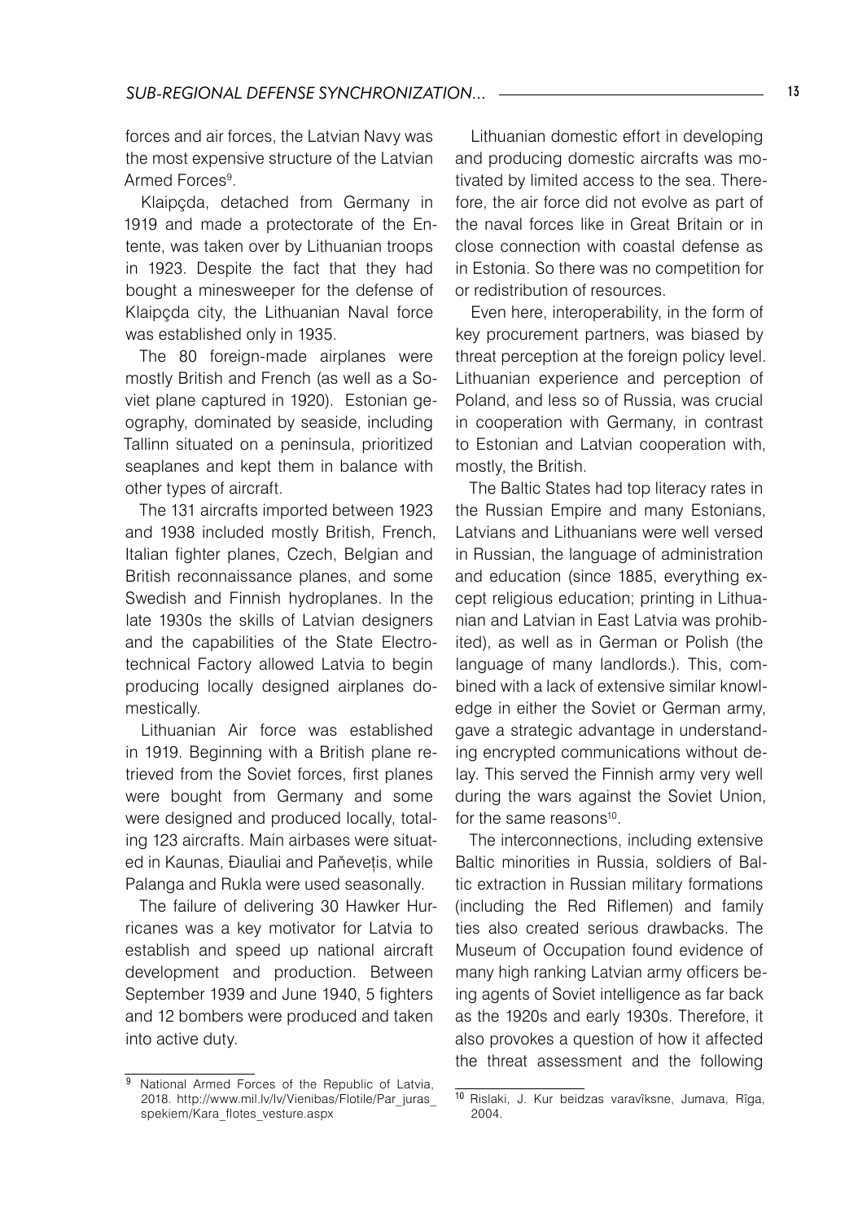forces and air forces, the Latvian Navy was the most expensive structure of the Latvian Armed Forces[9].

Klaipçda, detached from Germany in 1919 and made a protectorate of the Entente, was taken over by Lithuanian troops in 1923. Despite the fact that they had bought a minesweeper for the defense of Klaipçda city, the Lithuanian Naval force was established only in 1935.

The 80 foreign-made airplanes were mostly British and French (as well as a Soviet plane captured in 1920). Estonian geography, dominated by seaside, including Tallinn situated on a peninsula, prioritized seaplanes and kept them in balance with other types of aircraft.

The 131 aircrafts imported between 1923 and 1938 included mostly British, French, Italian fighter planes, Czech, Belgian and British reconnaissance planes, and some Swedish and Finnish hydroplanes. In the late 1930s the skills of Latvian designers and the capabilities of the State Electrotechnical Factory allowed Latvia to begin producing locally designed airplanes domestically.

Lithuanian Air force was established in 1919. Beginning with a British plane retrieved from the Soviet forces, first planes were bought from Germany and some were designed and produced locally, totaling 123 aircrafts. Main airbases were situated in Kaunas, Ðiauliai and Paňevețis, while Palanga and Rukla were used seasonally.

The failure of delivering 30 Hawker Hurricanes was a key motivator for Latvia to establish and speed up national aircraft development and production. Between September 1939 and June 1940, 5 fighters and 12 bombers were produced and taken into active duty.

Lithuanian domestic effort in developing and producing domestic aircrafts was motivated by limited access to the sea. Therefore, the air force did not evolve as part of the naval forces like in Great Britain or in close connection with coastal defense as in Estonia. So there was no competition for or redistribution of resources.

Even here, interoperability, in the form of key procurement partners, was biased by threat perception at the foreign policy level. Lithuanian experience and perception of Poland, and less so of Russia, was crucial in cooperation with Germany, in contrast to Estonian and Latvian cooperation with, mostly, the British.

The Baltic States had top literacy rates in the Russian Empire and many Estonians, Latvians and Lithuanians were well versed in Russian, the language of administration and education (since 1885, everything except religious education; printing in Lithuanian and Latvian in East Latvia was prohibited), as well as in German or Polish (the language of many landlords.). This, combined with a lack of extensive similar knowledge in either the Soviet or German army, gave a strategic advantage in understanding encrypted communications without delay. This served the Finnish army very well during the wars against the Soviet Union, for the same reasons[10].

The interconnections, including extensive Baltic minorities in Russia, soldiers of Baltic extraction in Russian military formations (including the Red Riflemen) and family ties also created serious drawbacks. The Museum of Occupation found evidence of many high ranking Latvian army officers being agents of Soviet intelligence as far back as the 1920s and early 1930s. Therefore, it also provokes a question of how it affected the threat assessment and the following

---

[9] National Armed Forces of the Republic of Latvia, 2018. http://www.mil.lv/lv/Vienibas/Flotile/Par_juras_spekiem/Kara_flotes_vesture.aspx

[10] Rislaki, J. Kur beidzas varavîksne, Jumava, Rîga, 2004.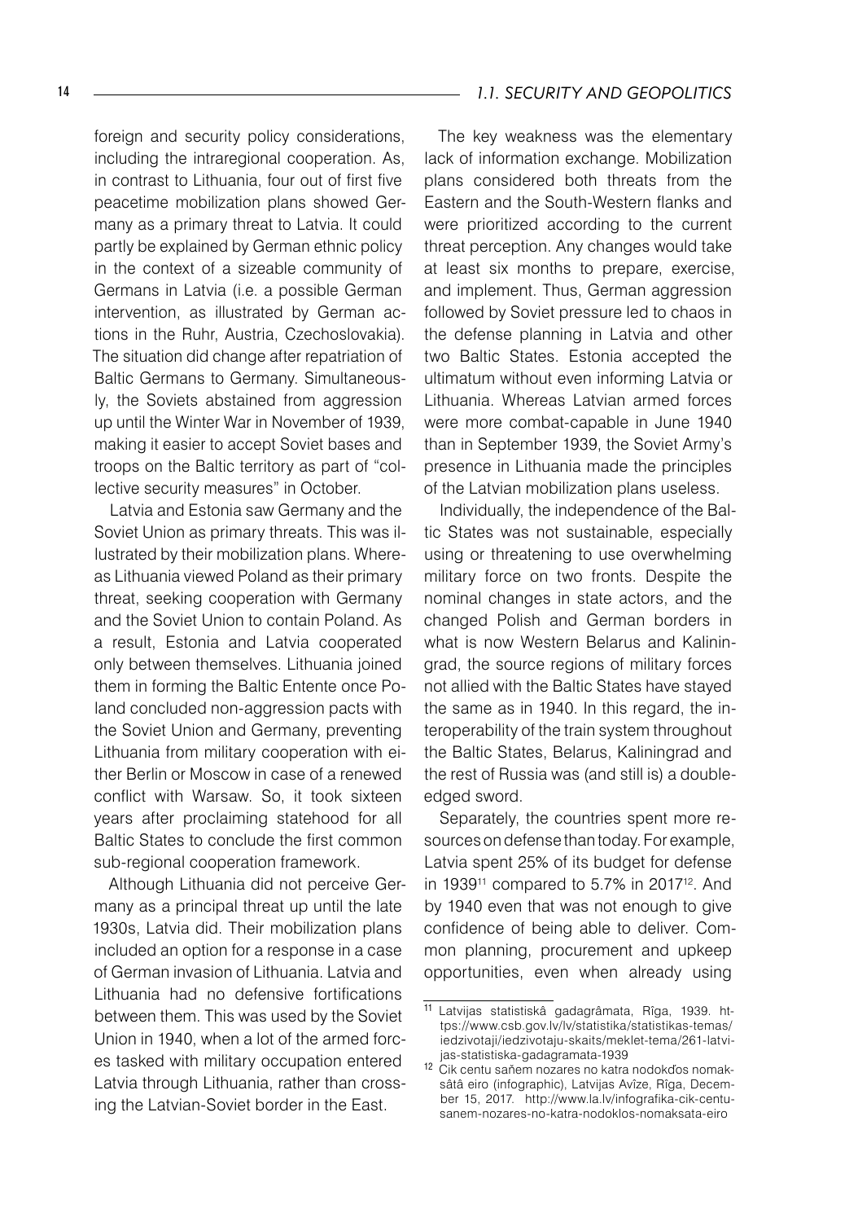foreign and security policy considerations, including the intraregional cooperation. As, in contrast to Lithuania, four out of first five peacetime mobilization plans showed Germany as a primary threat to Latvia. It could partly be explained by German ethnic policy in the context of a sizeable community of Germans in Latvia (i.e. a possible German intervention, as illustrated by German actions in the Ruhr, Austria, Czechoslovakia). The situation did change after repatriation of Baltic Germans to Germany. Simultaneously, the Soviets abstained from aggression up until the Winter War in November of 1939, making it easier to accept Soviet bases and troops on the Baltic territory as part of "collective security measures" in October.

Latvia and Estonia saw Germany and the Soviet Union as primary threats. This was illustrated by their mobilization plans. Whereas Lithuania viewed Poland as their primary threat, seeking cooperation with Germany and the Soviet Union to contain Poland. As a result, Estonia and Latvia cooperated only between themselves. Lithuania joined them in forming the Baltic Entente once Poland concluded non-aggression pacts with the Soviet Union and Germany, preventing Lithuania from military cooperation with either Berlin or Moscow in case of a renewed conflict with Warsaw. So, it took sixteen years after proclaiming statehood for all Baltic States to conclude the first common sub-regional cooperation framework.

Although Lithuania did not perceive Germany as a principal threat up until the late 1930s, Latvia did. Their mobilization plans included an option for a response in a case of German invasion of Lithuania. Latvia and Lithuania had no defensive fortifications between them. This was used by the Soviet Union in 1940, when a lot of the armed forces tasked with military occupation entered Latvia through Lithuania, rather than crossing the Latvian-Soviet border in the East.

The key weakness was the elementary lack of information exchange. Mobilization plans considered both threats from the Eastern and the South-Western flanks and were prioritized according to the current threat perception. Any changes would take at least six months to prepare, exercise, and implement. Thus, German aggression followed by Soviet pressure led to chaos in the defense planning in Latvia and other two Baltic States. Estonia accepted the ultimatum without even informing Latvia or Lithuania. Whereas Latvian armed forces were more combat-capable in June 1940 than in September 1939, the Soviet Army's presence in Lithuania made the principles of the Latvian mobilization plans useless.

Individually, the independence of the Baltic States was not sustainable, especially using or threatening to use overwhelming military force on two fronts. Despite the nominal changes in state actors, and the changed Polish and German borders in what is now Western Belarus and Kaliningrad, the source regions of military forces not allied with the Baltic States have stayed the same as in 1940. In this regard, the interoperability of the train system throughout the Baltic States, Belarus, Kaliningrad and the rest of Russia was (and still is) a double-edged sword.

Separately, the countries spent more resources on defense than today. For example, Latvia spent 25% of its budget for defense in 1939[11] compared to 5.7% in 2017[12]. And by 1940 even that was not enough to give confidence of being able to deliver. Common planning, procurement and upkeep opportunities, even when already using

---

[11] Latvijas statistiskâ gadagrâmata, Rîga, 1939. https://www.csb.gov.lv/lv/statistika/statistikas-temas/iedzivotaji/iedzivotaju-skaits/meklet-tema/261-latvijas-statistiska-gadagramata-1939

[12] Cik centu saňem nozares no katra nodokďos nomaksâtâ eiro (infographic), Latvijas Avîze, Rîga, December 15, 2017. http://www.la.lv/infografika-cik-centu-sanem-nozares-no-katra-nodoklos-nomaksata-eiro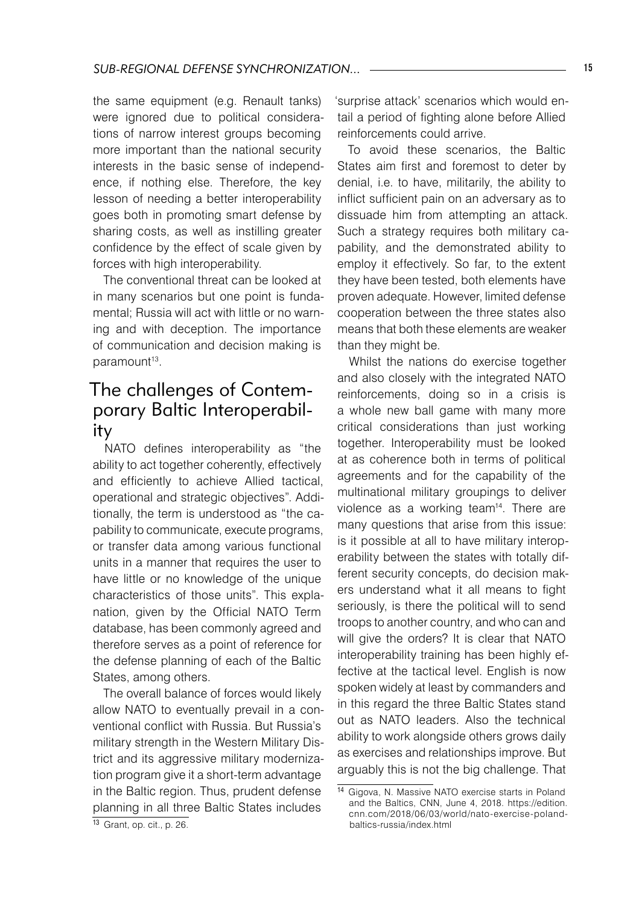the same equipment (e.g. Renault tanks) were ignored due to political considerations of narrow interest groups becoming more important than the national security interests in the basic sense of independence, if nothing else. Therefore, the key lesson of needing a better interoperability goes both in promoting smart defense by sharing costs, as well as instilling greater confidence by the effect of scale given by forces with high interoperability.

The conventional threat can be looked at in many scenarios but one point is fundamental; Russia will act with little or no warning and with deception. The importance of communication and decision making is paramount[13].

## The challenges of Contemporary Baltic Interoperability

NATO defines interoperability as "the ability to act together coherently, effectively and efficiently to achieve Allied tactical, operational and strategic objectives". Additionally, the term is understood as "the capability to communicate, execute programs, or transfer data among various functional units in a manner that requires the user to have little or no knowledge of the unique characteristics of those units". This explanation, given by the Official NATO Term database, has been commonly agreed and therefore serves as a point of reference for the defense planning of each of the Baltic States, among others.

The overall balance of forces would likely allow NATO to eventually prevail in a conventional conflict with Russia. But Russia's military strength in the Western Military District and its aggressive military modernization program give it a short-term advantage in the Baltic region. Thus, prudent defense planning in all three Baltic States includes 'surprise attack' scenarios which would entail a period of fighting alone before Allied reinforcements could arrive.

To avoid these scenarios, the Baltic States aim first and foremost to deter by denial, i.e. to have, militarily, the ability to inflict sufficient pain on an adversary as to dissuade him from attempting an attack. Such a strategy requires both military capability, and the demonstrated ability to employ it effectively. So far, to the extent they have been tested, both elements have proven adequate. However, limited defense cooperation between the three states also means that both these elements are weaker than they might be.

Whilst the nations do exercise together and also closely with the integrated NATO reinforcements, doing so in a crisis is a whole new ball game with many more critical considerations than just working together. Interoperability must be looked at as coherence both in terms of political agreements and for the capability of the multinational military groupings to deliver violence as a working team[14]. There are many questions that arise from this issue: is it possible at all to have military interoperability between the states with totally different security concepts, do decision makers understand what it all means to fight seriously, is there the political will to send troops to another country, and who can and will give the orders? It is clear that NATO interoperability training has been highly effective at the tactical level. English is now spoken widely at least by commanders and in this regard the three Baltic States stand out as NATO leaders. Also the technical ability to work alongside others grows daily as exercises and relationships improve. But arguably this is not the big challenge. That

---

[13] Grant, op. cit., p. 26.

[14] Gigova, N. Massive NATO exercise starts in Poland and the Baltics, CNN, June 4, 2018. https://edition.cnn.com/2018/06/03/world/nato-exercise-poland-baltics-russia/index.html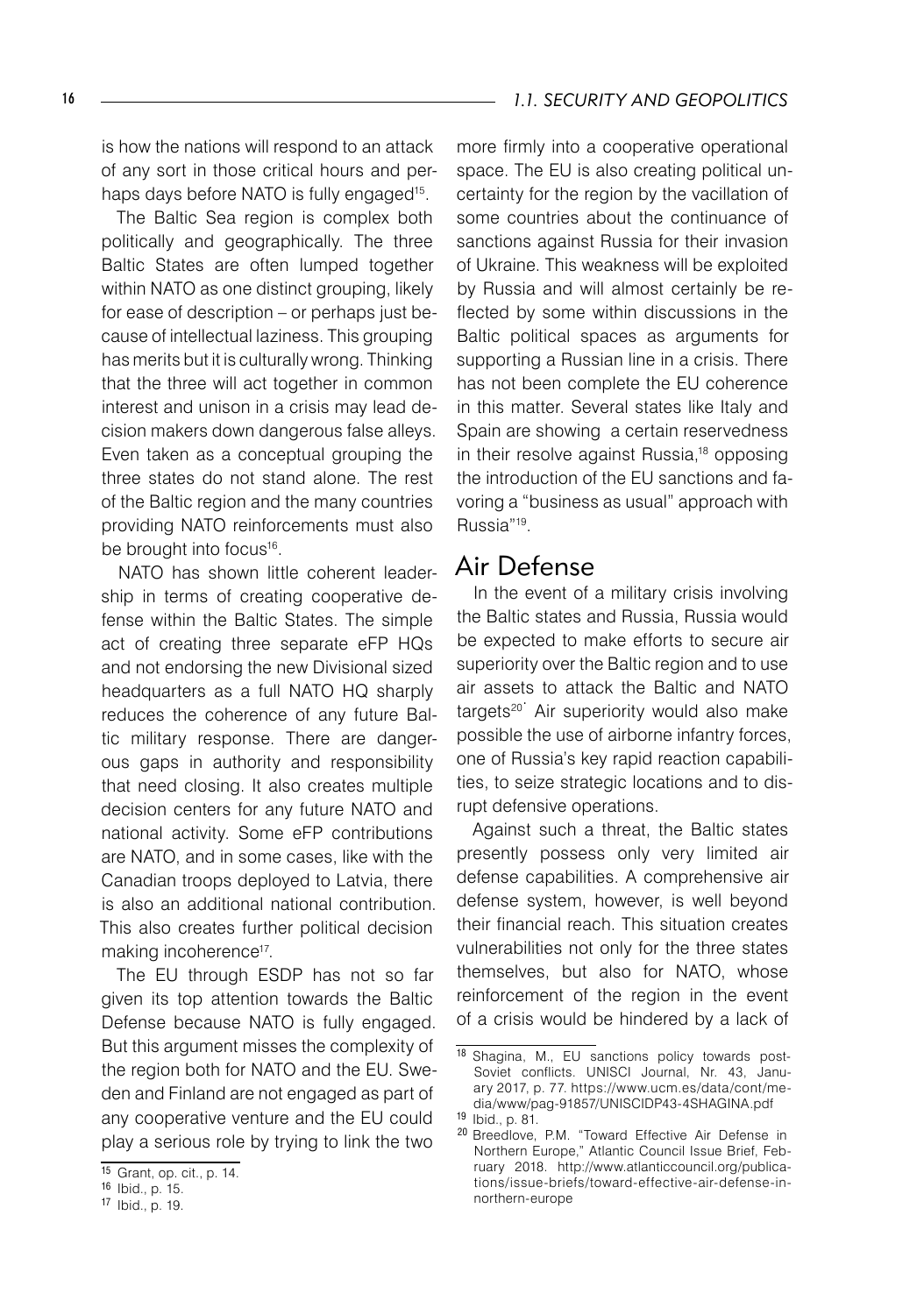is how the nations will respond to an attack of any sort in those critical hours and perhaps days before NATO is fully engaged[15].

The Baltic Sea region is complex both politically and geographically. The three Baltic States are often lumped together within NATO as one distinct grouping, likely for ease of description – or perhaps just because of intellectual laziness. This grouping has merits but it is culturally wrong. Thinking that the three will act together in common interest and unison in a crisis may lead decision makers down dangerous false alleys. Even taken as a conceptual grouping the three states do not stand alone. The rest of the Baltic region and the many countries providing NATO reinforcements must also be brought into focus[16].

NATO has shown little coherent leadership in terms of creating cooperative defense within the Baltic States. The simple act of creating three separate eFP HQs and not endorsing the new Divisional sized headquarters as a full NATO HQ sharply reduces the coherence of any future Baltic military response. There are dangerous gaps in authority and responsibility that need closing. It also creates multiple decision centers for any future NATO and national activity. Some eFP contributions are NATO, and in some cases, like with the Canadian troops deployed to Latvia, there is also an additional national contribution. This also creates further political decision making incoherence[17].

The EU through ESDP has not so far given its top attention towards the Baltic Defense because NATO is fully engaged. But this argument misses the complexity of the region both for NATO and the EU. Sweden and Finland are not engaged as part of any cooperative venture and the EU could play a serious role by trying to link the two more firmly into a cooperative operational space. The EU is also creating political uncertainty for the region by the vacillation of some countries about the continuance of sanctions against Russia for their invasion of Ukraine. This weakness will be exploited by Russia and will almost certainly be reflected by some within discussions in the Baltic political spaces as arguments for supporting a Russian line in a crisis. There has not been complete the EU coherence in this matter. Several states like Italy and Spain are showing a certain reservedness in their resolve against Russia,[18] opposing the introduction of the EU sanctions and favoring a "business as usual" approach with Russia"[19].

## Air Defense

In the event of a military crisis involving the Baltic states and Russia, Russia would be expected to make efforts to secure air superiority over the Baltic region and to use air assets to attack the Baltic and NATO targets[20]. Air superiority would also make possible the use of airborne infantry forces, one of Russia's key rapid reaction capabilities, to seize strategic locations and to disrupt defensive operations.

Against such a threat, the Baltic states presently possess only very limited air defense capabilities. A comprehensive air defense system, however, is well beyond their financial reach. This situation creates vulnerabilities not only for the three states themselves, but also for NATO, whose reinforcement of the region in the event of a crisis would be hindered by a lack of

---

15 Grant, op. cit., p. 14.

16 Ibid., p. 15.

17 Ibid., p. 19.

18 Shagina, M., EU sanctions policy towards post-Soviet conflicts. UNISCI Journal, Nr. 43, January 2017, p. 77. https://www.ucm.es/data/cont/media/www/pag-91857/UNISCIDP43-4SHAGINA.pdf

19 Ibid., p. 81.

20 Breedlove, P.M. "Toward Effective Air Defense in Northern Europe," Atlantic Council Issue Brief, February 2018. http://www.atlanticcouncil.org/publications/issue-briefs/toward-effective-air-defense-in-northern-europe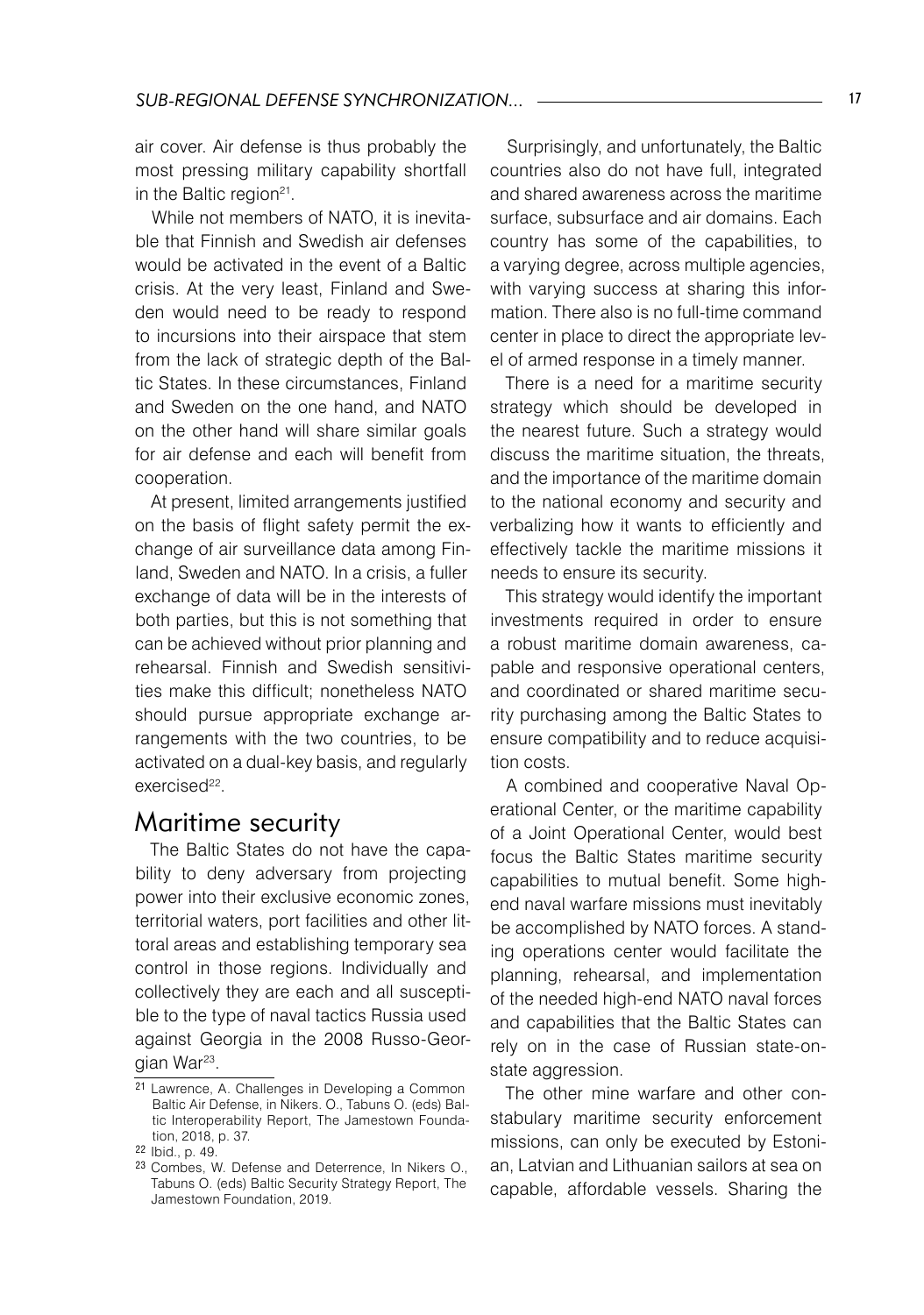air cover. Air defense is thus probably the most pressing military capability shortfall in the Baltic region[21].

While not members of NATO, it is inevitable that Finnish and Swedish air defenses would be activated in the event of a Baltic crisis. At the very least, Finland and Sweden would need to be ready to respond to incursions into their airspace that stem from the lack of strategic depth of the Baltic States. In these circumstances, Finland and Sweden on the one hand, and NATO on the other hand will share similar goals for air defense and each will benefit from cooperation.

At present, limited arrangements justified on the basis of flight safety permit the exchange of air surveillance data among Finland, Sweden and NATO. In a crisis, a fuller exchange of data will be in the interests of both parties, but this is not something that can be achieved without prior planning and rehearsal. Finnish and Swedish sensitivities make this difficult; nonetheless NATO should pursue appropriate exchange arrangements with the two countries, to be activated on a dual-key basis, and regularly exercised[22].

## Maritime security

The Baltic States do not have the capability to deny adversary from projecting power into their exclusive economic zones, territorial waters, port facilities and other littoral areas and establishing temporary sea control in those regions. Individually and collectively they are each and all susceptible to the type of naval tactics Russia used against Georgia in the 2008 Russo-Georgian War[23].

Surprisingly, and unfortunately, the Baltic countries also do not have full, integrated and shared awareness across the maritime surface, subsurface and air domains. Each country has some of the capabilities, to a varying degree, across multiple agencies, with varying success at sharing this information. There also is no full-time command center in place to direct the appropriate level of armed response in a timely manner.

There is a need for a maritime security strategy which should be developed in the nearest future. Such a strategy would discuss the maritime situation, the threats, and the importance of the maritime domain to the national economy and security and verbalizing how it wants to efficiently and effectively tackle the maritime missions it needs to ensure its security.

This strategy would identify the important investments required in order to ensure a robust maritime domain awareness, capable and responsive operational centers, and coordinated or shared maritime security purchasing among the Baltic States to ensure compatibility and to reduce acquisition costs.

A combined and cooperative Naval Operational Center, or the maritime capability of a Joint Operational Center, would best focus the Baltic States maritime security capabilities to mutual benefit. Some high-end naval warfare missions must inevitably be accomplished by NATO forces. A standing operations center would facilitate the planning, rehearsal, and implementation of the needed high-end NATO naval forces and capabilities that the Baltic States can rely on in the case of Russian state-on-state aggression.

The other mine warfare and other constabulary maritime security enforcement missions, can only be executed by Estonian, Latvian and Lithuanian sailors at sea on capable, affordable vessels. Sharing the

---

[21] Lawrence, A. Challenges in Developing a Common Baltic Air Defense, in Nikers. O., Tabuns O. (eds) Baltic Interoperability Report, The Jamestown Foundation, 2018, p. 37.

[22] Ibid., p. 49.

[23] Combes, W. Defense and Deterrence, In Nikers O., Tabuns O. (eds) Baltic Security Strategy Report, The Jamestown Foundation, 2019.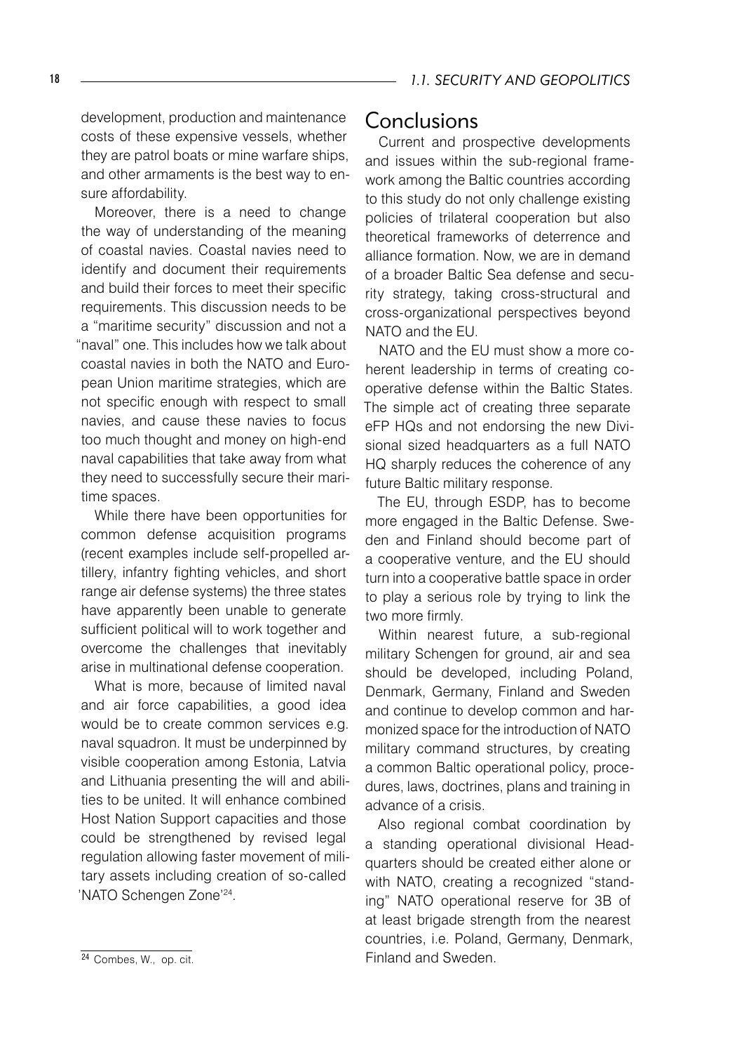development, production and maintenance costs of these expensive vessels, whether they are patrol boats or mine warfare ships, and other armaments is the best way to ensure affordability.

Moreover, there is a need to change the way of understanding of the meaning of coastal navies. Coastal navies need to identify and document their requirements and build their forces to meet their specific requirements. This discussion needs to be a "maritime security" discussion and not a "naval" one. This includes how we talk about coastal navies in both the NATO and European Union maritime strategies, which are not specific enough with respect to small navies, and cause these navies to focus too much thought and money on high-end naval capabilities that take away from what they need to successfully secure their maritime spaces.

While there have been opportunities for common defense acquisition programs (recent examples include self-propelled artillery, infantry fighting vehicles, and short range air defense systems) the three states have apparently been unable to generate sufficient political will to work together and overcome the challenges that inevitably arise in multinational defense cooperation.

What is more, because of limited naval and air force capabilities, a good idea would be to create common services e.g. naval squadron. It must be underpinned by visible cooperation among Estonia, Latvia and Lithuania presenting the will and abilities to be united. It will enhance combined Host Nation Support capacities and those could be strengthened by revised legal regulation allowing faster movement of military assets including creation of so-called 'NATO Schengen Zone'[24].

## Conclusions

Current and prospective developments and issues within the sub-regional framework among the Baltic countries according to this study do not only challenge existing policies of trilateral cooperation but also theoretical frameworks of deterrence and alliance formation. Now, we are in demand of a broader Baltic Sea defense and security strategy, taking cross-structural and cross-organizational perspectives beyond NATO and the EU.

NATO and the EU must show a more coherent leadership in terms of creating cooperative defense within the Baltic States. The simple act of creating three separate eFP HQs and not endorsing the new Divisional sized headquarters as a full NATO HQ sharply reduces the coherence of any future Baltic military response.

The EU, through ESDP, has to become more engaged in the Baltic Defense. Sweden and Finland should become part of a cooperative venture, and the EU should turn into a cooperative battle space in order to play a serious role by trying to link the two more firmly.

Within nearest future, a sub-regional military Schengen for ground, air and sea should be developed, including Poland, Denmark, Germany, Finland and Sweden and continue to develop common and harmonized space for the introduction of NATO military command structures, by creating a common Baltic operational policy, procedures, laws, doctrines, plans and training in advance of a crisis.

Also regional combat coordination by a standing operational divisional Headquarters should be created either alone or with NATO, creating a recognized "standing" NATO operational reserve for 3B of at least brigade strength from the nearest countries, i.e. Poland, Germany, Denmark, Finland and Sweden.

---

[24] Combes, W., op. cit.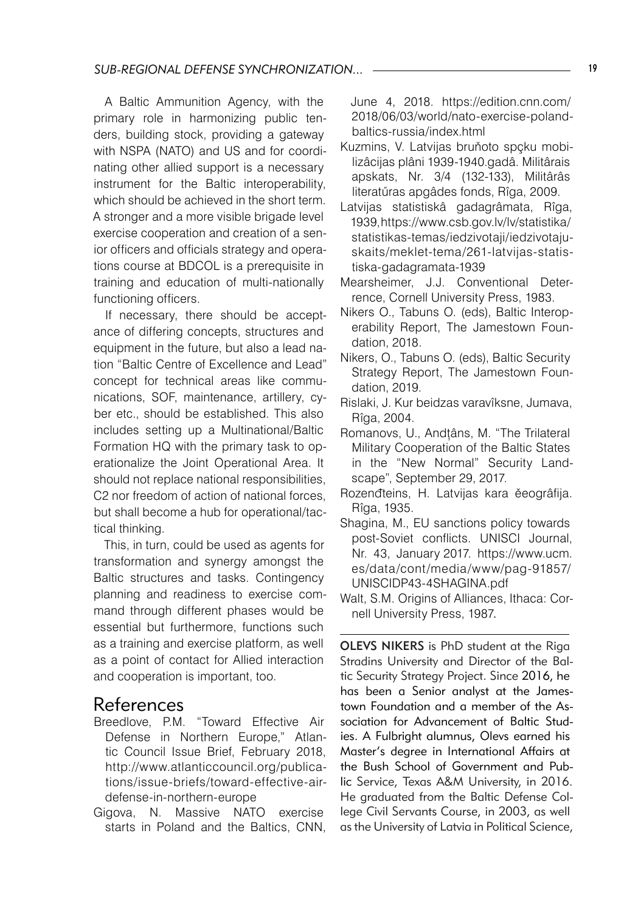A Baltic Ammunition Agency, with the primary role in harmonizing public tenders, building stock, providing a gateway with NSPA (NATO) and US and for coordinating other allied support is a necessary instrument for the Baltic interoperability, which should be achieved in the short term. A stronger and a more visible brigade level exercise cooperation and creation of a senior officers and officials strategy and operations course at BDCOL is a prerequisite in training and education of multi-nationally functioning officers.

If necessary, there should be acceptance of differing concepts, structures and equipment in the future, but also a lead nation "Baltic Centre of Excellence and Lead" concept for technical areas like communications, SOF, maintenance, artillery, cyber etc., should be established. This also includes setting up a Multinational/Baltic Formation HQ with the primary task to operationalize the Joint Operational Area. It should not replace national responsibilities, C2 nor freedom of action of national forces, but shall become a hub for operational/tactical thinking.

This, in turn, could be used as agents for transformation and synergy amongst the Baltic structures and tasks. Contingency planning and readiness to exercise command through different phases would be essential but furthermore, functions such as a training and exercise platform, as well as a point of contact for Allied interaction and cooperation is important, too.

## References

Breedlove, P.M. "Toward Effective Air Defense in Northern Europe," Atlantic Council Issue Brief, February 2018, http://www.atlanticcouncil.org/publications/issue-briefs/toward-effective-air-defense-in-northern-europe

Gigova, N. Massive NATO exercise starts in Poland and the Baltics, CNN, June 4, 2018. https://edition.cnn.com/2018/06/03/world/nato-exercise-poland-baltics-russia/index.html

Kuzmins, V. Latvijas bruňoto spçku mobilizâcijas plâni 1939-1940.gadâ. Militârais apskats, Nr. 3/4 (132-133), Militârâs literatűras apgâdes fonds, Rîga, 2009.

Latvijas statistiskâ gadagrâmata, Rîga, 1939, https://www.csb.gov.lv/lv/statistika/statistikas-temas/iedzivotaji/iedzivotaju-skaits/meklet-tema/261-latvijas-statistiska-gadagramata-1939

Mearsheimer, J.J. Conventional Deterrence, Cornell University Press, 1983.

Nikers O., Tabuns O. (eds), Baltic Interoperability Report, The Jamestown Foundation, 2018.

Nikers, O., Tabuns O. (eds), Baltic Security Strategy Report, The Jamestown Foundation, 2019.

Rislaki, J. Kur beidzas varavîksne, Jumava, Rîga, 2004.

Romanovs, U., Andţâns, M. "The Trilateral Military Cooperation of the Baltic States in the "New Normal" Security Landscape", September 29, 2017.

Rozenđteins, H. Latvijas kara ěeogrâfija. Rîga, 1935.

Shagina, M., EU sanctions policy towards post-Soviet conflicts. UNISCI Journal, Nr. 43, January 2017. https://www.ucm.es/data/cont/media/www/pag-91857/UNISCIDP43-4SHAGINA.pdf

Walt, S.M. Origins of Alliances, Ithaca: Cornell University Press, 1987.

---

**OLEVS NIKERS** is PhD student at the Riga Stradins University and Director of the Baltic Security Strategy Project. Since 2016, he has been a Senior analyst at the Jamestown Foundation and a member of the Association for Advancement of Baltic Studies. A Fulbright alumnus, Olevs earned his Master's degree in International Affairs at the Bush School of Government and Public Service, Texas A&M University, in 2016. He graduated from the Baltic Defense College Civil Servants Course, in 2003, as well as the University of Latvia in Political Science,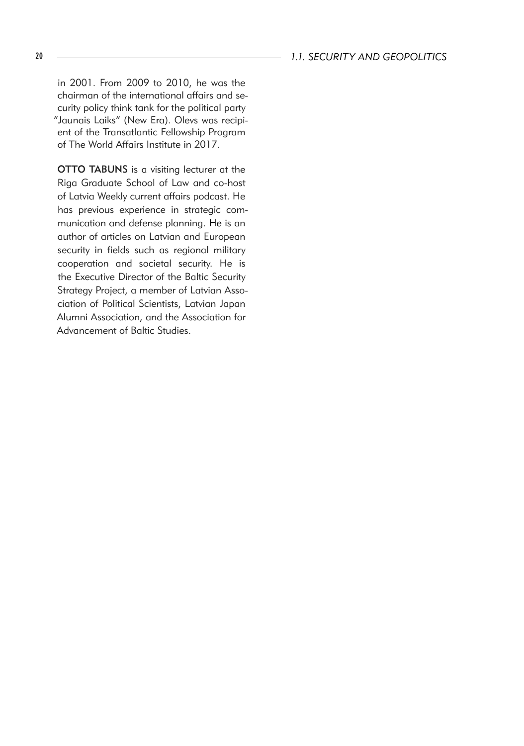in 2001. From 2009 to 2010, he was the chairman of the international affairs and security policy think tank for the political party "Jaunais Laiks" (New Era). Olevs was recipient of the Transatlantic Fellowship Program of The World Affairs Institute in 2017.

**OTTO TABUNS** is a visiting lecturer at the Riga Graduate School of Law and co-host of Latvia Weekly current affairs podcast. He has previous experience in strategic communication and defense planning. He is an author of articles on Latvian and European security in fields such as regional military cooperation and societal security. He is the Executive Director of the Baltic Security Strategy Project, a member of Latvian Association of Political Scientists, Latvian Japan Alumni Association, and the Association for Advancement of Baltic Studies.